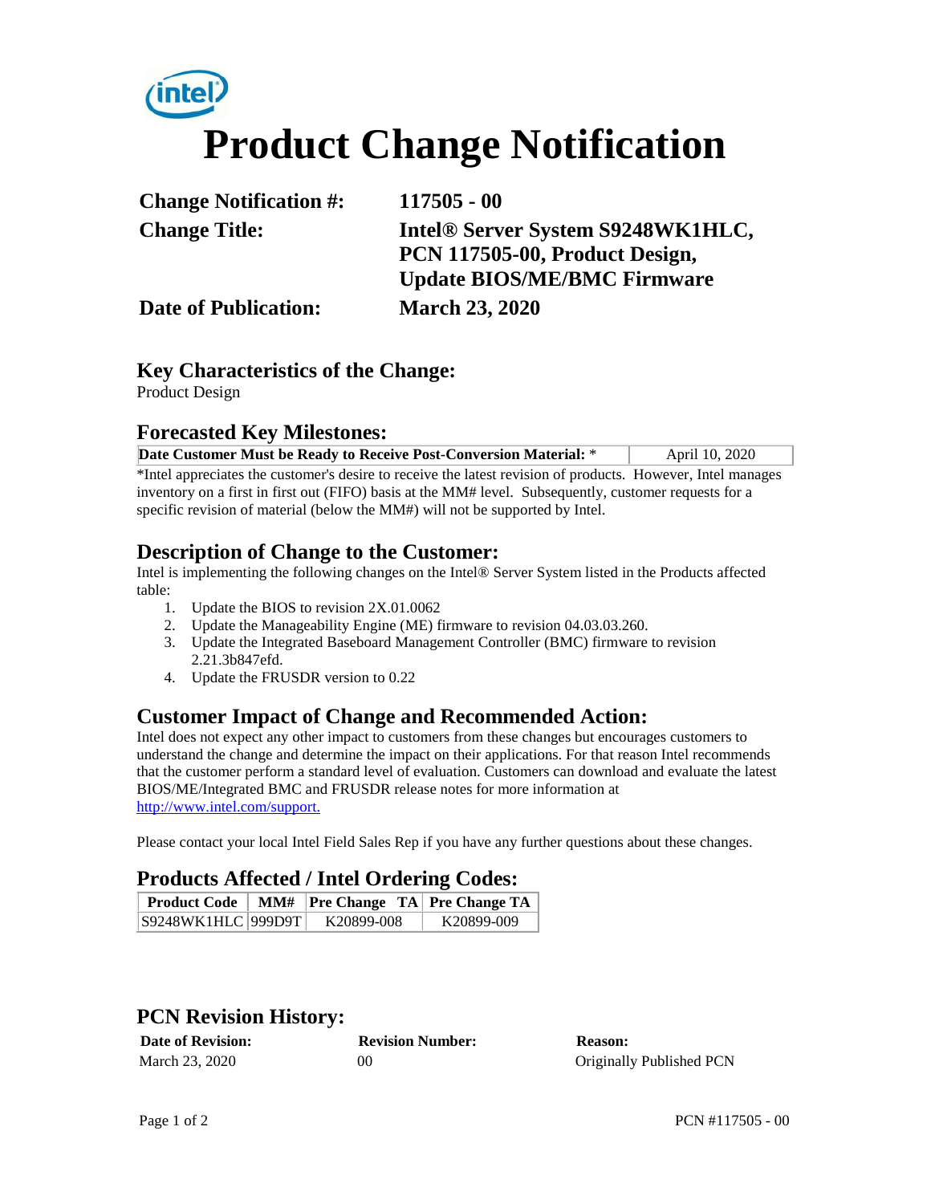# Product Change Notification

| | |
|---|---|
| **Change Notification #:** | **117505 - 00** |
| **Change Title:** | **Intel® Server System S9248WK1HLC, PCN 117505-00, Product Design, Update BIOS/ME/BMC Firmware** |
| **Date of Publication:** | **March 23, 2020** |

## Key Characteristics of the Change:

Product Design

## Forecasted Key Milestones:

| **Date Customer Must be Ready to Receive Post-Conversion Material:** * | April 10, 2020 |
|---|---|

*Intel appreciates the customer's desire to receive the latest revision of products. However, Intel manages inventory on a first in first out (FIFO) basis at the MM# level. Subsequently, customer requests for a specific revision of material (below the MM#) will not be supported by Intel.

## Description of Change to the Customer:

Intel is implementing the following changes on the Intel® Server System listed in the Products affected table:

1. Update the BIOS to revision 2X.01.0062
2. Update the Manageability Engine (ME) firmware to revision 04.03.03.260.
3. Update the Integrated Baseboard Management Controller (BMC) firmware to revision 2.21.3b847efd.
4. Update the FRUSDR version to 0.22

## Customer Impact of Change and Recommended Action:

Intel does not expect any other impact to customers from these changes but encourages customers to understand the change and determine the impact on their applications. For that reason Intel recommends that the customer perform a standard level of evaluation. Customers can download and evaluate the latest BIOS/ME/Integrated BMC and FRUSDR release notes for more information at [http://www.intel.com/support.](http://www.intel.com/support)

Please contact your local Intel Field Sales Rep if you have any further questions about these changes.

## Products Affected / Intel Ordering Codes:

| Product Code | MM# | Pre Change TA | Pre Change TA |
|---|---|---|---|
| S9248WK1HLC | 999D9T | K20899-008 | K20899-009 |

## PCN Revision History:

| Date of Revision: | Revision Number: | Reason: |
|---|---|---|
| March 23, 2020 | 00 | Originally Published PCN |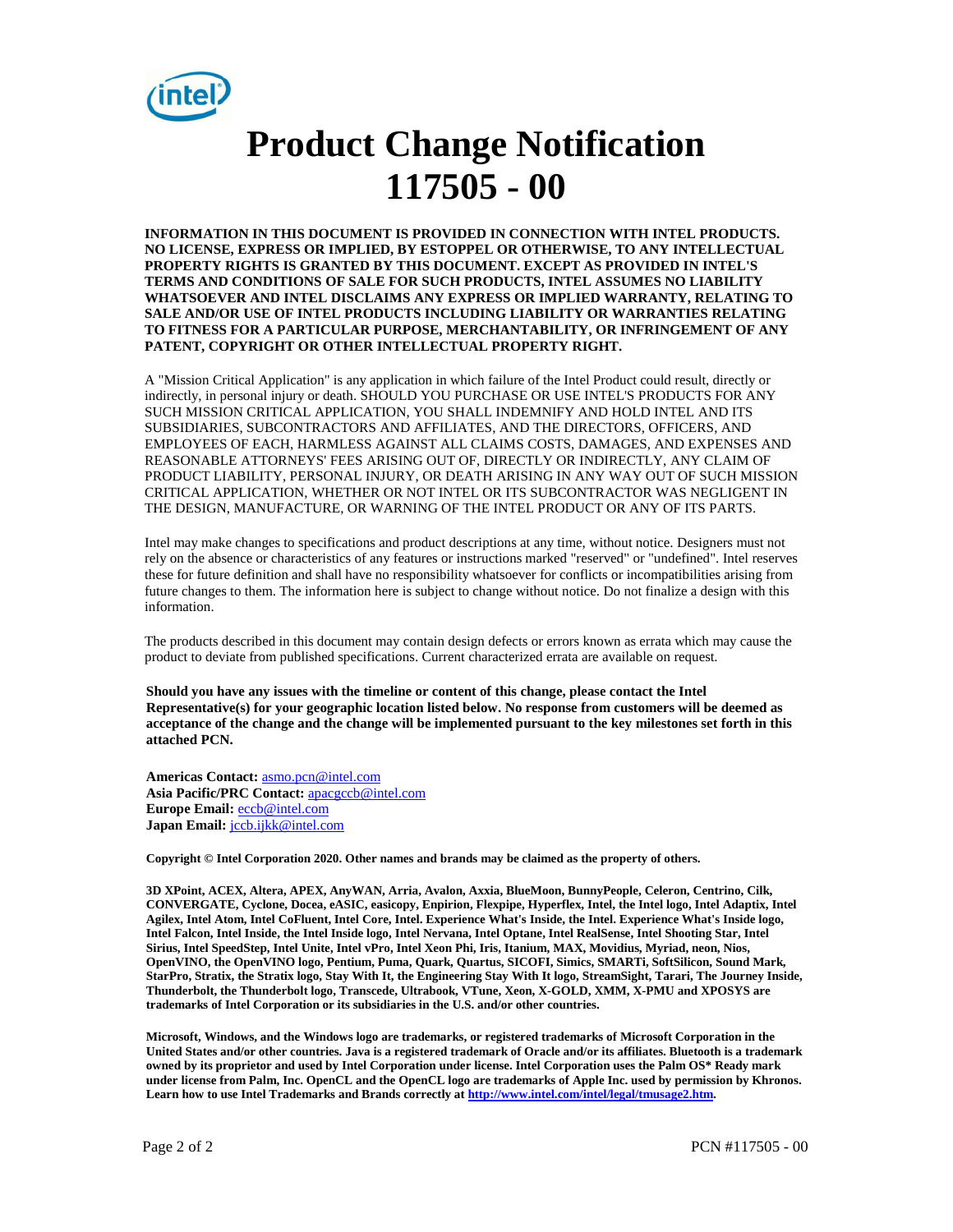# Product Change Notification 117505 - 00

**INFORMATION IN THIS DOCUMENT IS PROVIDED IN CONNECTION WITH INTEL PRODUCTS. NO LICENSE, EXPRESS OR IMPLIED, BY ESTOPPEL OR OTHERWISE, TO ANY INTELLECTUAL PROPERTY RIGHTS IS GRANTED BY THIS DOCUMENT. EXCEPT AS PROVIDED IN INTEL'S TERMS AND CONDITIONS OF SALE FOR SUCH PRODUCTS, INTEL ASSUMES NO LIABILITY WHATSOEVER AND INTEL DISCLAIMS ANY EXPRESS OR IMPLIED WARRANTY, RELATING TO SALE AND/OR USE OF INTEL PRODUCTS INCLUDING LIABILITY OR WARRANTIES RELATING TO FITNESS FOR A PARTICULAR PURPOSE, MERCHANTABILITY, OR INFRINGEMENT OF ANY PATENT, COPYRIGHT OR OTHER INTELLECTUAL PROPERTY RIGHT.**

A "Mission Critical Application" is any application in which failure of the Intel Product could result, directly or indirectly, in personal injury or death. SHOULD YOU PURCHASE OR USE INTEL'S PRODUCTS FOR ANY SUCH MISSION CRITICAL APPLICATION, YOU SHALL INDEMNIFY AND HOLD INTEL AND ITS SUBSIDIARIES, SUBCONTRACTORS AND AFFILIATES, AND THE DIRECTORS, OFFICERS, AND EMPLOYEES OF EACH, HARMLESS AGAINST ALL CLAIMS COSTS, DAMAGES, AND EXPENSES AND REASONABLE ATTORNEYS' FEES ARISING OUT OF, DIRECTLY OR INDIRECTLY, ANY CLAIM OF PRODUCT LIABILITY, PERSONAL INJURY, OR DEATH ARISING IN ANY WAY OUT OF SUCH MISSION CRITICAL APPLICATION, WHETHER OR NOT INTEL OR ITS SUBCONTRACTOR WAS NEGLIGENT IN THE DESIGN, MANUFACTURE, OR WARNING OF THE INTEL PRODUCT OR ANY OF ITS PARTS.

Intel may make changes to specifications and product descriptions at any time, without notice. Designers must not rely on the absence or characteristics of any features or instructions marked "reserved" or "undefined". Intel reserves these for future definition and shall have no responsibility whatsoever for conflicts or incompatibilities arising from future changes to them. The information here is subject to change without notice. Do not finalize a design with this information.

The products described in this document may contain design defects or errors known as errata which may cause the product to deviate from published specifications. Current characterized errata are available on request.

**Should you have any issues with the timeline or content of this change, please contact the Intel Representative(s) for your geographic location listed below. No response from customers will be deemed as acceptance of the change and the change will be implemented pursuant to the key milestones set forth in this attached PCN.**

**Americas Contact:** asmo.pcn@intel.com
**Asia Pacific/PRC Contact:** apacgccb@intel.com
**Europe Email:** eccb@intel.com
**Japan Email:** jccb.ijkk@intel.com

**Copyright © Intel Corporation 2020. Other names and brands may be claimed as the property of others.**

**3D XPoint, ACEX, Altera, APEX, AnyWAN, Arria, Avalon, Axxia, BlueMoon, BunnyPeople, Celeron, Centrino, Cilk, CONVERGATE, Cyclone, Docea, eASIC, easicopy, Enpirion, Flexpipe, Hyperflex, Intel, the Intel logo, Intel Adaptix, Intel Agilex, Intel Atom, Intel CoFluent, Intel Core, Intel. Experience What's Inside, the Intel. Experience What's Inside logo, Intel Falcon, Intel Inside, the Intel Inside logo, Intel Nervana, Intel Optane, Intel RealSense, Intel Shooting Star, Intel Sirius, Intel SpeedStep, Intel Unite, Intel vPro, Intel Xeon Phi, Iris, Itanium, MAX, Movidius, Myriad, neon, Nios, OpenVINO, the OpenVINO logo, Pentium, Puma, Quark, Quartus, SICOFI, Simics, SMARTi, SoftSilicon, Sound Mark, StarPro, Stratix, the Stratix logo, Stay With It, the Engineering Stay With It logo, StreamSight, Tarari, The Journey Inside, Thunderbolt, the Thunderbolt logo, Transcede, Ultrabook, VTune, Xeon, X-GOLD, XMM, X-PMU and XPOSYS are trademarks of Intel Corporation or its subsidiaries in the U.S. and/or other countries.**

**Microsoft, Windows, and the Windows logo are trademarks, or registered trademarks of Microsoft Corporation in the United States and/or other countries. Java is a registered trademark of Oracle and/or its affiliates. Bluetooth is a trademark owned by its proprietor and used by Intel Corporation under license. Intel Corporation uses the Palm OS* Ready mark under license from Palm, Inc. OpenCL and the OpenCL logo are trademarks of Apple Inc. used by permission by Khronos. Learn how to use Intel Trademarks and Brands correctly at http://www.intel.com/intel/legal/tmusage2.htm.**